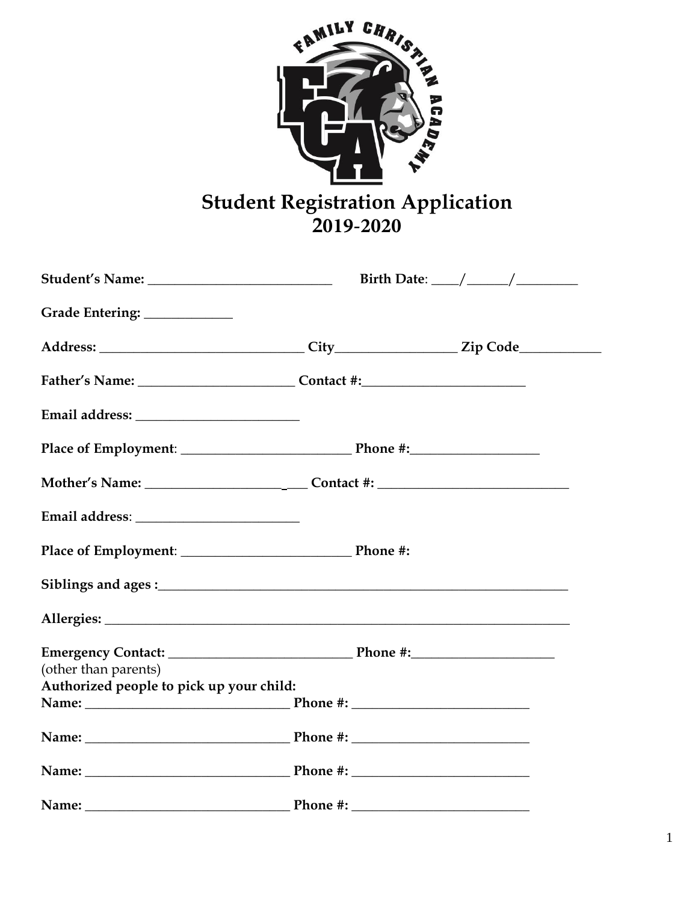# Student Registration Application
## 2019-2020

**Student's Name:** ___________________________ **Birth Date**: ____/______/_________

**Grade Entering:** _____________

**Address:** _______________________________ **City**__________________ **Zip Code**____________

**Father's Name:** _______________________ **Contact #:**________________________

**Email address:** ________________________

**Place of Employment**: _________________________ **Phone #:**___________________

**Mother's Name:** _______________________ **Contact #:** ____________________________

**Email address**: ________________________

**Place of Employment**: _________________________ **Phone #:**

**Siblings and ages :**_______________________________________________________________

**Allergies:** _____________________________________________________________________

**Emergency Contact:** ___________________________ **Phone #:**_____________________
(other than parents)

**Authorized people to pick up your child:**

**Name:** _______________________________ **Phone #:** __________________________

**Name:** _______________________________ **Phone #:** __________________________

**Name:** _______________________________ **Phone #:** __________________________

**Name:** _______________________________ **Phone #:** __________________________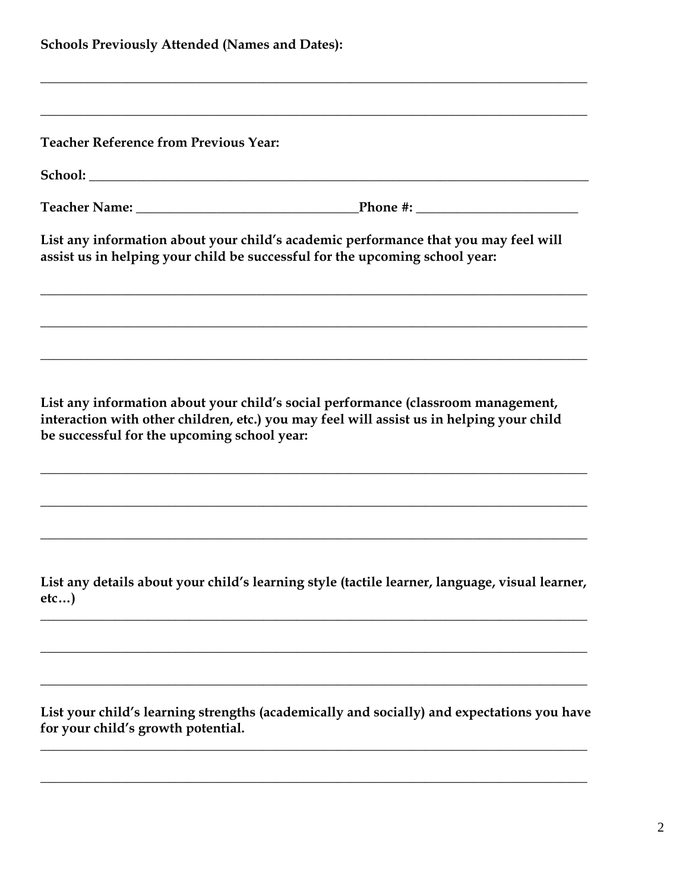**Schools Previously Attended (Names and Dates):**

____________________________________________________________________________

____________________________________________________________________________

**Teacher Reference from Previous Year:**

**School:** ______________________________________________________________________

**Teacher Name:** ______________________________ **Phone #:** _____________________

**List any information about your child's academic performance that you may feel will assist us in helping your child be successful for the upcoming school year:**

____________________________________________________________________________

____________________________________________________________________________

____________________________________________________________________________

**List any information about your child's social performance (classroom management, interaction with other children, etc.) you may feel will assist us in helping your child be successful for the upcoming school year:**

____________________________________________________________________________

____________________________________________________________________________

____________________________________________________________________________

**List any details about your child's learning style (tactile learner, language, visual learner, etc…)**

____________________________________________________________________________

____________________________________________________________________________

____________________________________________________________________________

**List your child's learning strengths (academically and socially) and expectations you have for your child's growth potential.**

____________________________________________________________________________

____________________________________________________________________________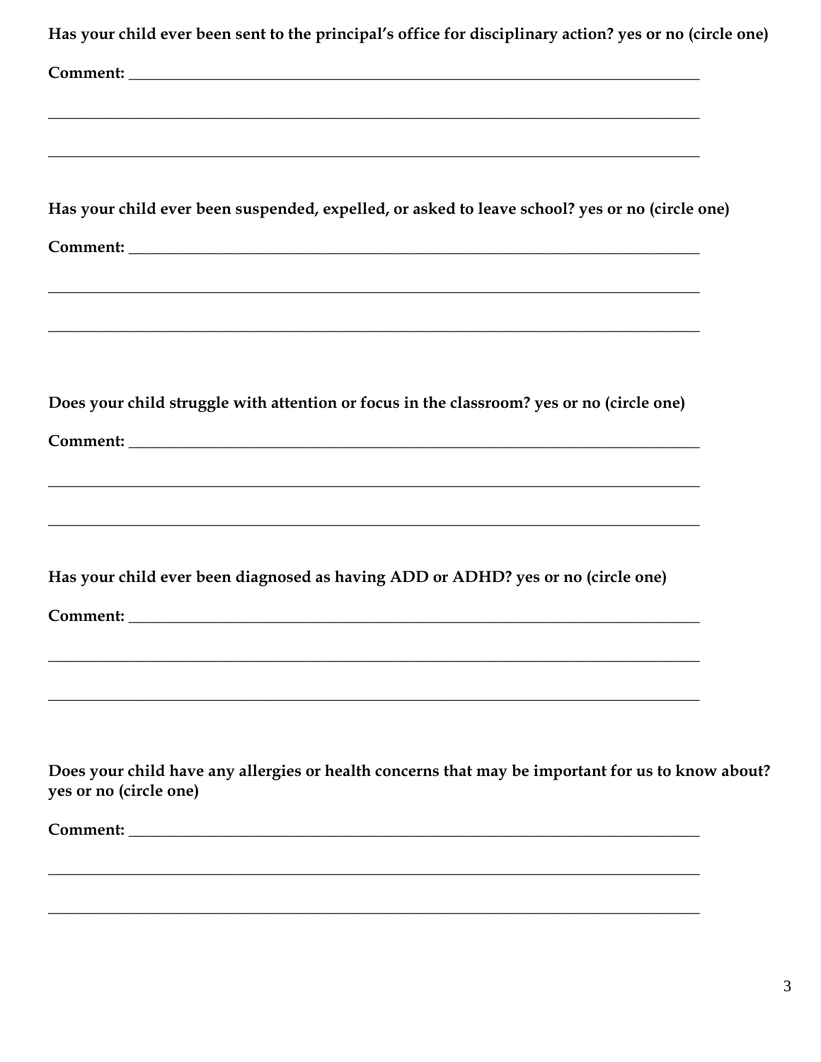**Has your child ever been sent to the principal's office for disciplinary action? yes or no (circle one)**

**Comment:** ___________________________________________________________________________

_____________________________________________________________________________________

_____________________________________________________________________________________

**Has your child ever been suspended, expelled, or asked to leave school? yes or no (circle one)**

**Comment:** ___________________________________________________________________________

_____________________________________________________________________________________

_____________________________________________________________________________________

**Does your child struggle with attention or focus in the classroom? yes or no (circle one)**

**Comment:** ___________________________________________________________________________

_____________________________________________________________________________________

_____________________________________________________________________________________

**Has your child ever been diagnosed as having ADD or ADHD? yes or no (circle one)**

**Comment:** ___________________________________________________________________________

_____________________________________________________________________________________

_____________________________________________________________________________________

**Does your child have any allergies or health concerns that may be important for us to know about? yes or no (circle one)**

**Comment:** ___________________________________________________________________________

_____________________________________________________________________________________

_____________________________________________________________________________________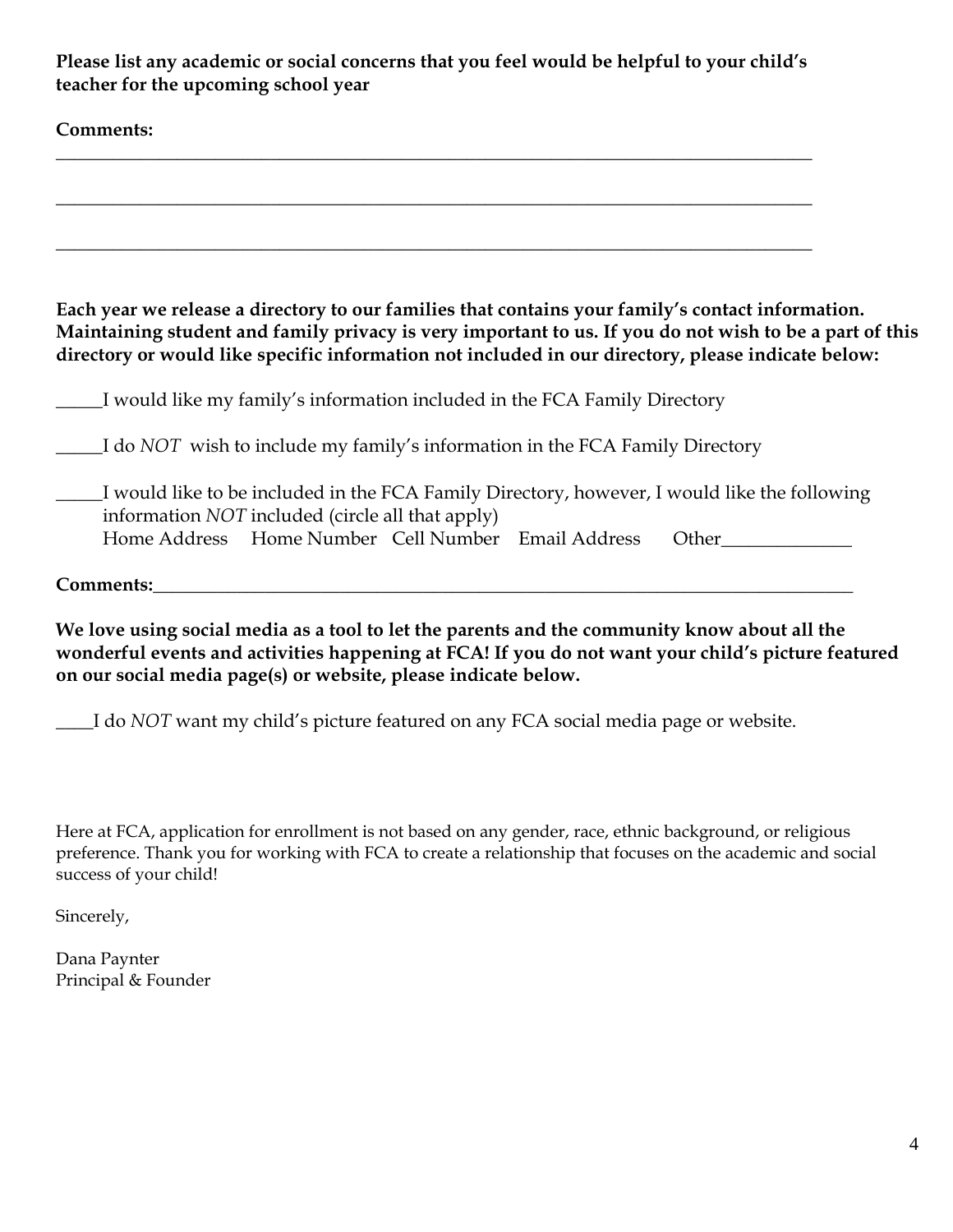**Please list any academic or social concerns that you feel would be helpful to your child's teacher for the upcoming school year**

**Comments:**
_______________________________________________________________________________

_______________________________________________________________________________

_______________________________________________________________________________

**Each year we release a directory to our families that contains your family's contact information. Maintaining student and family privacy is very important to us. If you do not wish to be a part of this directory or would like specific information not included in our directory, please indicate below:**

_____I would like my family's information included in the FCA Family Directory

_____I do *NOT* wish to include my family's information in the FCA Family Directory

_____I would like to be included in the FCA Family Directory, however, I would like the following information *NOT* included (circle all that apply)
Home Address Home Number Cell Number Email Address Other______________

**Comments:**_______________________________________________________________________

**We love using social media as a tool to let the parents and the community know about all the wonderful events and activities happening at FCA! If you do not want your child's picture featured on our social media page(s) or website, please indicate below.**

____I do *NOT* want my child's picture featured on any FCA social media page or website.

Here at FCA, application for enrollment is not based on any gender, race, ethnic background, or religious preference. Thank you for working with FCA to create a relationship that focuses on the academic and social success of your child!

Sincerely,

Dana Paynter
Principal & Founder